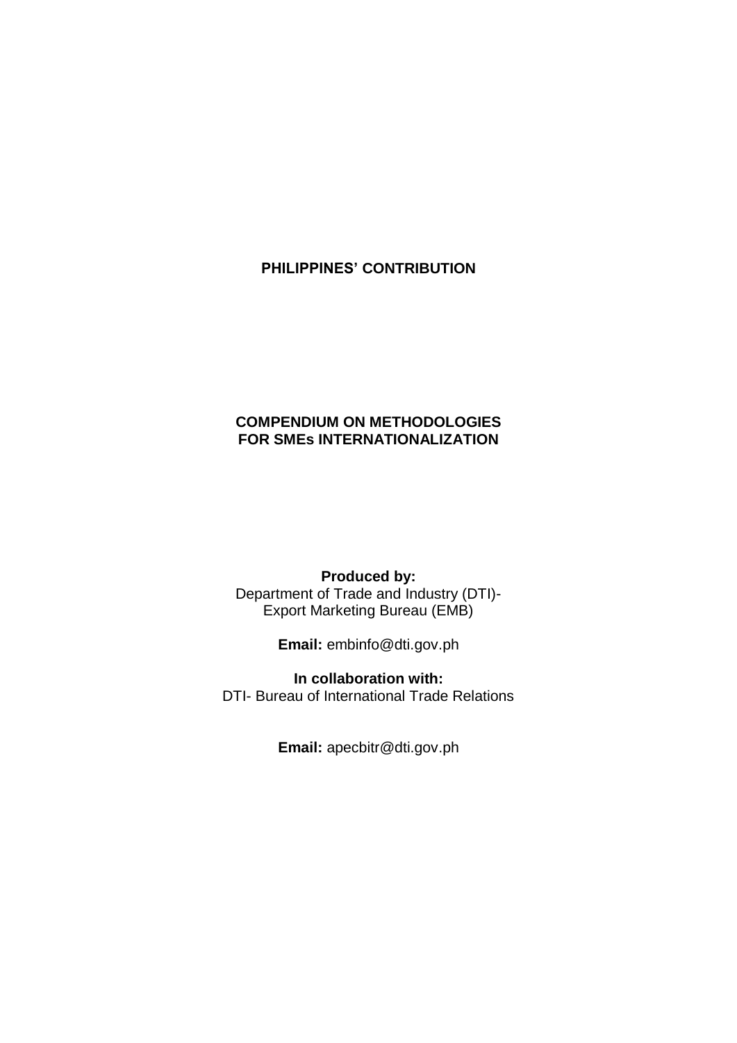# PHILIPPINES' CONTRIBUTION

## COMPENDIUM ON METHODOLOGIES FOR SMEs INTERNATIONALIZATION

**Produced by:**
Department of Trade and Industry (DTI)-
Export Marketing Bureau (EMB)

**Email:** embinfo@dti.gov.ph

**In collaboration with:**
DTI- Bureau of International Trade Relations

**Email:** apecbitr@dti.gov.ph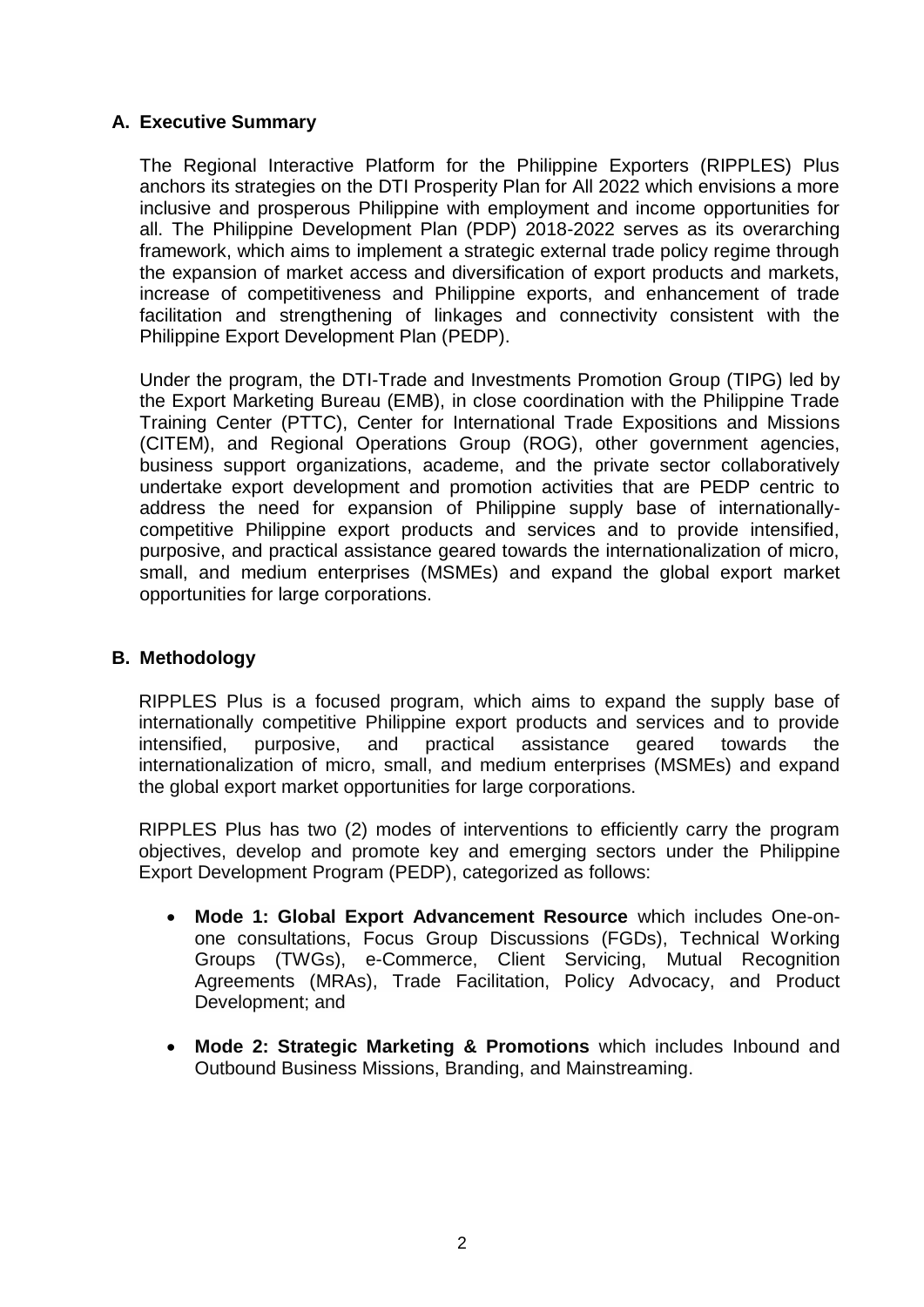## A. Executive Summary

The Regional Interactive Platform for the Philippine Exporters (RIPPLES) Plus anchors its strategies on the DTI Prosperity Plan for All 2022 which envisions a more inclusive and prosperous Philippine with employment and income opportunities for all. The Philippine Development Plan (PDP) 2018-2022 serves as its overarching framework, which aims to implement a strategic external trade policy regime through the expansion of market access and diversification of export products and markets, increase of competitiveness and Philippine exports, and enhancement of trade facilitation and strengthening of linkages and connectivity consistent with the Philippine Export Development Plan (PEDP).

Under the program, the DTI-Trade and Investments Promotion Group (TIPG) led by the Export Marketing Bureau (EMB), in close coordination with the Philippine Trade Training Center (PTTC), Center for International Trade Expositions and Missions (CITEM), and Regional Operations Group (ROG), other government agencies, business support organizations, academe, and the private sector collaboratively undertake export development and promotion activities that are PEDP centric to address the need for expansion of Philippine supply base of internationally-competitive Philippine export products and services and to provide intensified, purposive, and practical assistance geared towards the internationalization of micro, small, and medium enterprises (MSMEs) and expand the global export market opportunities for large corporations.

## B. Methodology

RIPPLES Plus is a focused program, which aims to expand the supply base of internationally competitive Philippine export products and services and to provide intensified, purposive, and practical assistance geared towards the internationalization of micro, small, and medium enterprises (MSMEs) and expand the global export market opportunities for large corporations.

RIPPLES Plus has two (2) modes of interventions to efficiently carry the program objectives, develop and promote key and emerging sectors under the Philippine Export Development Program (PEDP), categorized as follows:

- **Mode 1: Global Export Advancement Resource** which includes One-on-one consultations, Focus Group Discussions (FGDs), Technical Working Groups (TWGs), e-Commerce, Client Servicing, Mutual Recognition Agreements (MRAs), Trade Facilitation, Policy Advocacy, and Product Development; and
- **Mode 2: Strategic Marketing & Promotions** which includes Inbound and Outbound Business Missions, Branding, and Mainstreaming.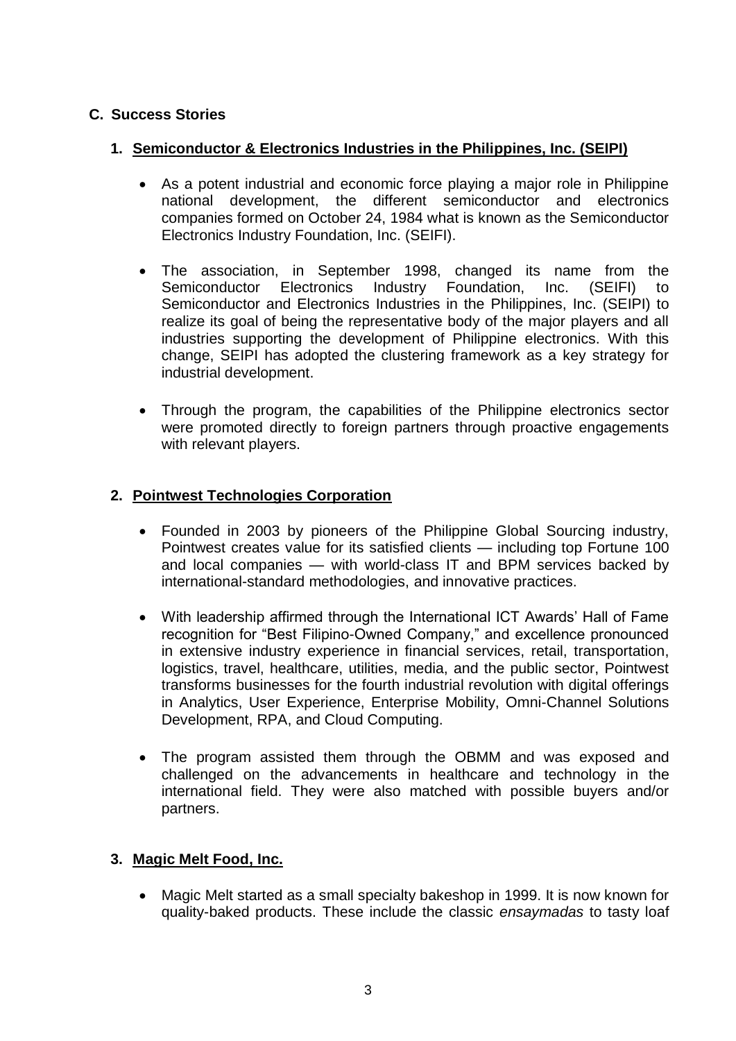## C. Success Stories

### 1. Semiconductor & Electronics Industries in the Philippines, Inc. (SEIPI)

- As a potent industrial and economic force playing a major role in Philippine national development, the different semiconductor and electronics companies formed on October 24, 1984 what is known as the Semiconductor Electronics Industry Foundation, Inc. (SEIFI).

- The association, in September 1998, changed its name from the Semiconductor Electronics Industry Foundation, Inc. (SEIFI) to Semiconductor and Electronics Industries in the Philippines, Inc. (SEIPI) to realize its goal of being the representative body of the major players and all industries supporting the development of Philippine electronics. With this change, SEIPI has adopted the clustering framework as a key strategy for industrial development.

- Through the program, the capabilities of the Philippine electronics sector were promoted directly to foreign partners through proactive engagements with relevant players.

### 2. Pointwest Technologies Corporation

- Founded in 2003 by pioneers of the Philippine Global Sourcing industry, Pointwest creates value for its satisfied clients — including top Fortune 100 and local companies — with world-class IT and BPM services backed by international-standard methodologies, and innovative practices.

- With leadership affirmed through the International ICT Awards' Hall of Fame recognition for "Best Filipino-Owned Company," and excellence pronounced in extensive industry experience in financial services, retail, transportation, logistics, travel, healthcare, utilities, media, and the public sector, Pointwest transforms businesses for the fourth industrial revolution with digital offerings in Analytics, User Experience, Enterprise Mobility, Omni-Channel Solutions Development, RPA, and Cloud Computing.

- The program assisted them through the OBMM and was exposed and challenged on the advancements in healthcare and technology in the international field. They were also matched with possible buyers and/or partners.

### 3. Magic Melt Food, Inc.

- Magic Melt started as a small specialty bakeshop in 1999. It is now known for quality-baked products. These include the classic *ensaymadas* to tasty loaf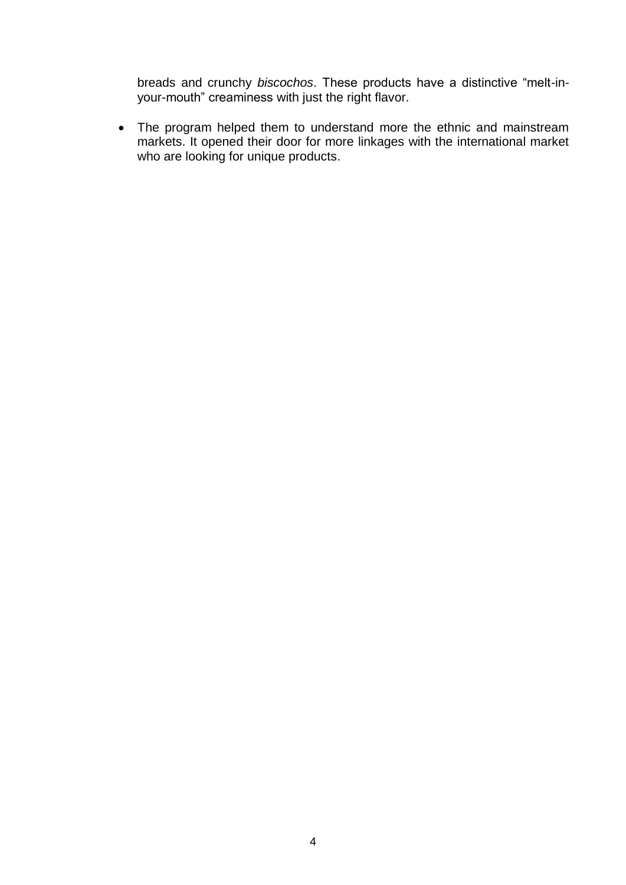breads and crunchy *biscochos*. These products have a distinctive "melt-in-your-mouth" creaminess with just the right flavor.

- The program helped them to understand more the ethnic and mainstream markets. It opened their door for more linkages with the international market who are looking for unique products.